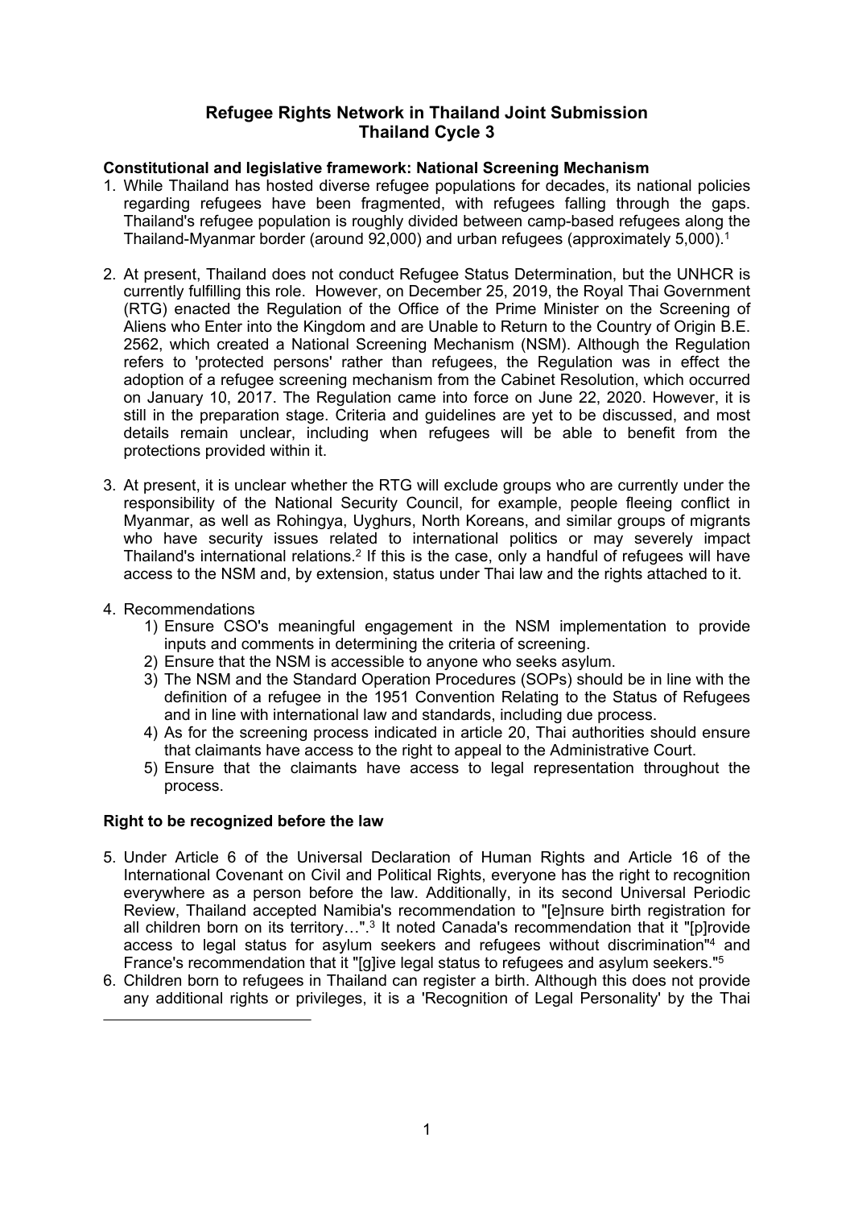# Refugee Rights Network in Thailand Joint Submission
## Thailand Cycle 3

**Constitutional and legislative framework: National Screening Mechanism**

1. While Thailand has hosted diverse refugee populations for decades, its national policies regarding refugees have been fragmented, with refugees falling through the gaps. Thailand's refugee population is roughly divided between camp-based refugees along the Thailand-Myanmar border (around 92,000) and urban refugees (approximately 5,000).[1]

2. At present, Thailand does not conduct Refugee Status Determination, but the UNHCR is currently fulfilling this role. However, on December 25, 2019, the Royal Thai Government (RTG) enacted the Regulation of the Office of the Prime Minister on the Screening of Aliens who Enter into the Kingdom and are Unable to Return to the Country of Origin B.E. 2562, which created a National Screening Mechanism (NSM). Although the Regulation refers to 'protected persons' rather than refugees, the Regulation was in effect the adoption of a refugee screening mechanism from the Cabinet Resolution, which occurred on January 10, 2017. The Regulation came into force on June 22, 2020. However, it is still in the preparation stage. Criteria and guidelines are yet to be discussed, and most details remain unclear, including when refugees will be able to benefit from the protections provided within it.

3. At present, it is unclear whether the RTG will exclude groups who are currently under the responsibility of the National Security Council, for example, people fleeing conflict in Myanmar, as well as Rohingya, Uyghurs, North Koreans, and similar groups of migrants who have security issues related to international politics or may severely impact Thailand's international relations.[2] If this is the case, only a handful of refugees will have access to the NSM and, by extension, status under Thai law and the rights attached to it.

4. Recommendations
   1) Ensure CSO's meaningful engagement in the NSM implementation to provide inputs and comments in determining the criteria of screening.
   2) Ensure that the NSM is accessible to anyone who seeks asylum.
   3) The NSM and the Standard Operation Procedures (SOPs) should be in line with the definition of a refugee in the 1951 Convention Relating to the Status of Refugees and in line with international law and standards, including due process.
   4) As for the screening process indicated in article 20, Thai authorities should ensure that claimants have access to the right to appeal to the Administrative Court.
   5) Ensure that the claimants have access to legal representation throughout the process.

**Right to be recognized before the law**

5. Under Article 6 of the Universal Declaration of Human Rights and Article 16 of the International Covenant on Civil and Political Rights, everyone has the right to recognition everywhere as a person before the law. Additionally, in its second Universal Periodic Review, Thailand accepted Namibia's recommendation to "[e]nsure birth registration for all children born on its territory…".[3] It noted Canada's recommendation that it "[p]rovide access to legal status for asylum seekers and refugees without discrimination"[4] and France's recommendation that it "[g]ive legal status to refugees and asylum seekers."[5]

6. Children born to refugees in Thailand can register a birth. Although this does not provide any additional rights or privileges, it is a 'Recognition of Legal Personality' by the Thai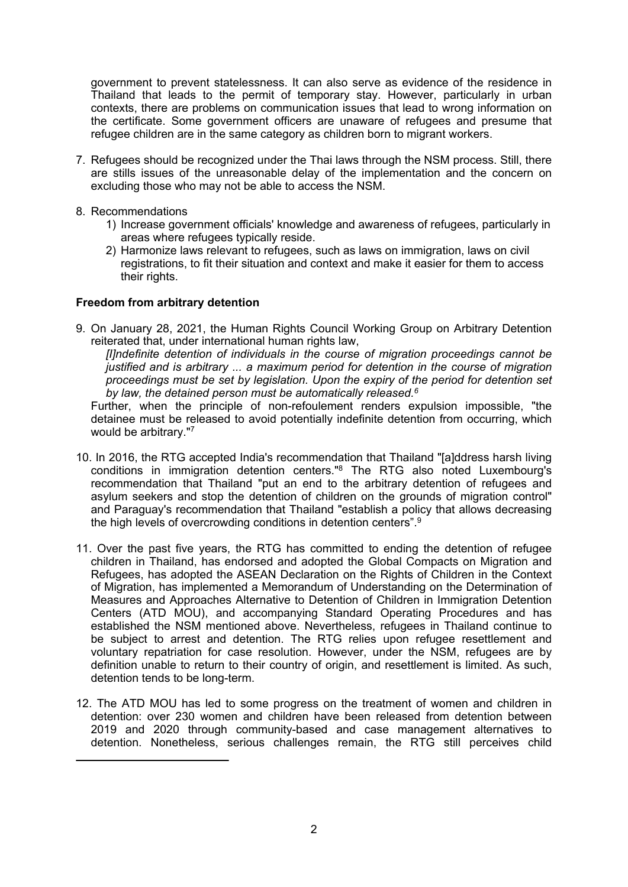government to prevent statelessness. It can also serve as evidence of the residence in Thailand that leads to the permit of temporary stay. However, particularly in urban contexts, there are problems on communication issues that lead to wrong information on the certificate. Some government officers are unaware of refugees and presume that refugee children are in the same category as children born to migrant workers.

7. Refugees should be recognized under the Thai laws through the NSM process. Still, there are stills issues of the unreasonable delay of the implementation and the concern on excluding those who may not be able to access the NSM.

8. Recommendations
    1) Increase government officials' knowledge and awareness of refugees, particularly in areas where refugees typically reside.
    2) Harmonize laws relevant to refugees, such as laws on immigration, laws on civil registrations, to fit their situation and context and make it easier for them to access their rights.

**Freedom from arbitrary detention**

9. On January 28, 2021, the Human Rights Council Working Group on Arbitrary Detention reiterated that, under international human rights law,

    *[I]ndefinite detention of individuals in the course of migration proceedings cannot be justified and is arbitrary ... a maximum period for detention in the course of migration proceedings must be set by legislation. Upon the expiry of the period for detention set by law, the detained person must be automatically released.*[6]

    Further, when the principle of non-refoulement renders expulsion impossible, "the detainee must be released to avoid potentially indefinite detention from occurring, which would be arbitrary."[7]

10. In 2016, the RTG accepted India's recommendation that Thailand "[a]ddress harsh living conditions in immigration detention centers."[8] The RTG also noted Luxembourg's recommendation that Thailand "put an end to the arbitrary detention of refugees and asylum seekers and stop the detention of children on the grounds of migration control" and Paraguay's recommendation that Thailand "establish a policy that allows decreasing the high levels of overcrowding conditions in detention centers".[9]

11. Over the past five years, the RTG has committed to ending the detention of refugee children in Thailand, has endorsed and adopted the Global Compacts on Migration and Refugees, has adopted the ASEAN Declaration on the Rights of Children in the Context of Migration, has implemented a Memorandum of Understanding on the Determination of Measures and Approaches Alternative to Detention of Children in Immigration Detention Centers (ATD MOU), and accompanying Standard Operating Procedures and has established the NSM mentioned above. Nevertheless, refugees in Thailand continue to be subject to arrest and detention. The RTG relies upon refugee resettlement and voluntary repatriation for case resolution. However, under the NSM, refugees are by definition unable to return to their country of origin, and resettlement is limited. As such, detention tends to be long-term.

12. The ATD MOU has led to some progress on the treatment of women and children in detention: over 230 women and children have been released from detention between 2019 and 2020 through community-based and case management alternatives to detention. Nonetheless, serious challenges remain, the RTG still perceives child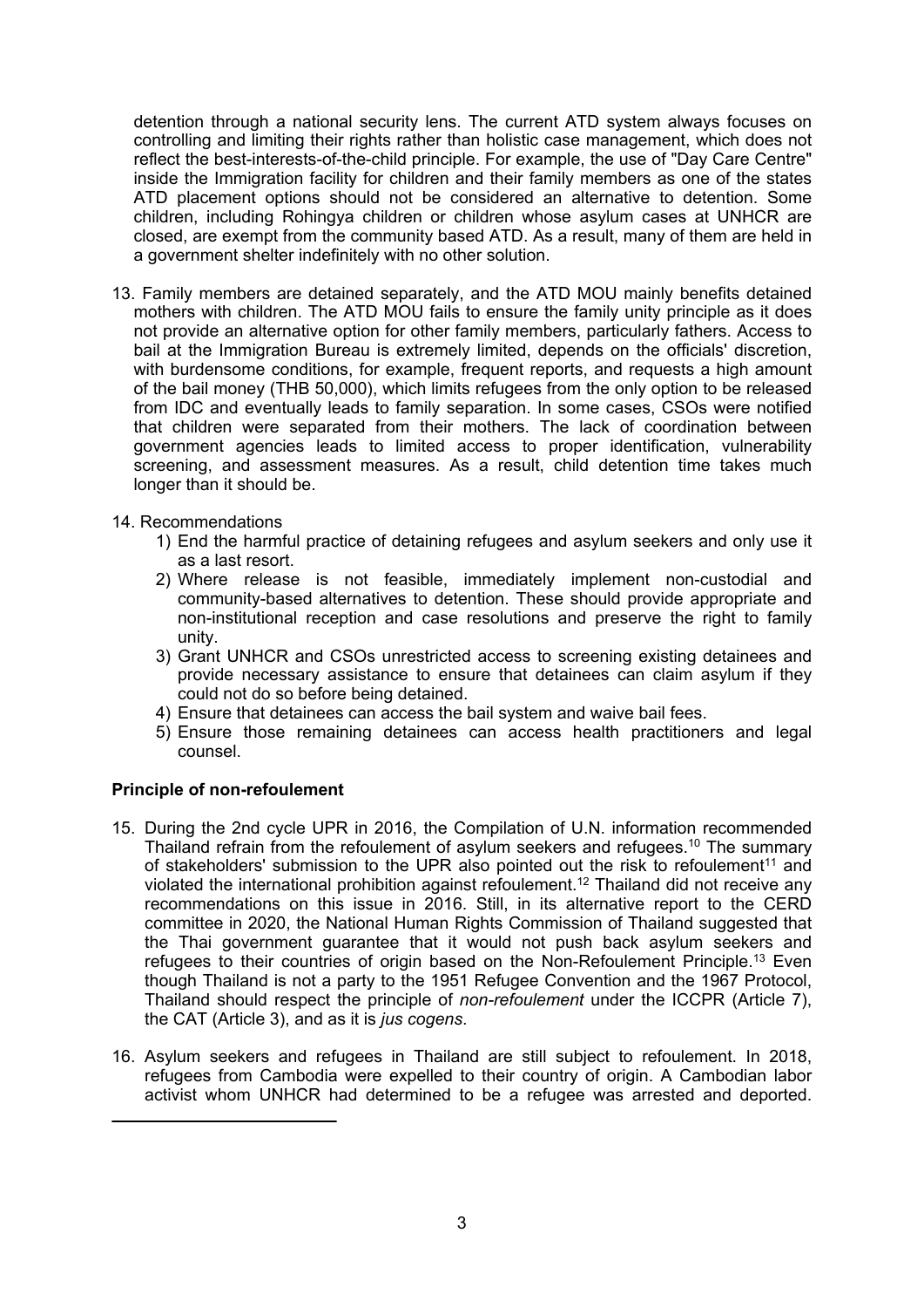detention through a national security lens. The current ATD system always focuses on controlling and limiting their rights rather than holistic case management, which does not reflect the best-interests-of-the-child principle. For example, the use of "Day Care Centre" inside the Immigration facility for children and their family members as one of the states ATD placement options should not be considered an alternative to detention. Some children, including Rohingya children or children whose asylum cases at UNHCR are closed, are exempt from the community based ATD. As a result, many of them are held in a government shelter indefinitely with no other solution.

13. Family members are detained separately, and the ATD MOU mainly benefits detained mothers with children. The ATD MOU fails to ensure the family unity principle as it does not provide an alternative option for other family members, particularly fathers. Access to bail at the Immigration Bureau is extremely limited, depends on the officials' discretion, with burdensome conditions, for example, frequent reports, and requests a high amount of the bail money (THB 50,000), which limits refugees from the only option to be released from IDC and eventually leads to family separation. In some cases, CSOs were notified that children were separated from their mothers. The lack of coordination between government agencies leads to limited access to proper identification, vulnerability screening, and assessment measures. As a result, child detention time takes much longer than it should be.

14. Recommendations
    1) End the harmful practice of detaining refugees and asylum seekers and only use it as a last resort.
    2) Where release is not feasible, immediately implement non-custodial and community-based alternatives to detention. These should provide appropriate and non-institutional reception and case resolutions and preserve the right to family unity.
    3) Grant UNHCR and CSOs unrestricted access to screening existing detainees and provide necessary assistance to ensure that detainees can claim asylum if they could not do so before being detained.
    4) Ensure that detainees can access the bail system and waive bail fees.
    5) Ensure those remaining detainees can access health practitioners and legal counsel.

**Principle of non-refoulement**

15. During the 2nd cycle UPR in 2016, the Compilation of U.N. information recommended Thailand refrain from the refoulement of asylum seekers and refugees.[10] The summary of stakeholders' submission to the UPR also pointed out the risk to refoulement[11] and violated the international prohibition against refoulement.[12] Thailand did not receive any recommendations on this issue in 2016. Still, in its alternative report to the CERD committee in 2020, the National Human Rights Commission of Thailand suggested that the Thai government guarantee that it would not push back asylum seekers and refugees to their countries of origin based on the Non-Refoulement Principle.[13] Even though Thailand is not a party to the 1951 Refugee Convention and the 1967 Protocol, Thailand should respect the principle of *non-refoulement* under the ICCPR (Article 7), the CAT (Article 3), and as it is *jus cogens*.

16. Asylum seekers and refugees in Thailand are still subject to refoulement. In 2018, refugees from Cambodia were expelled to their country of origin. A Cambodian labor activist whom UNHCR had determined to be a refugee was arrested and deported.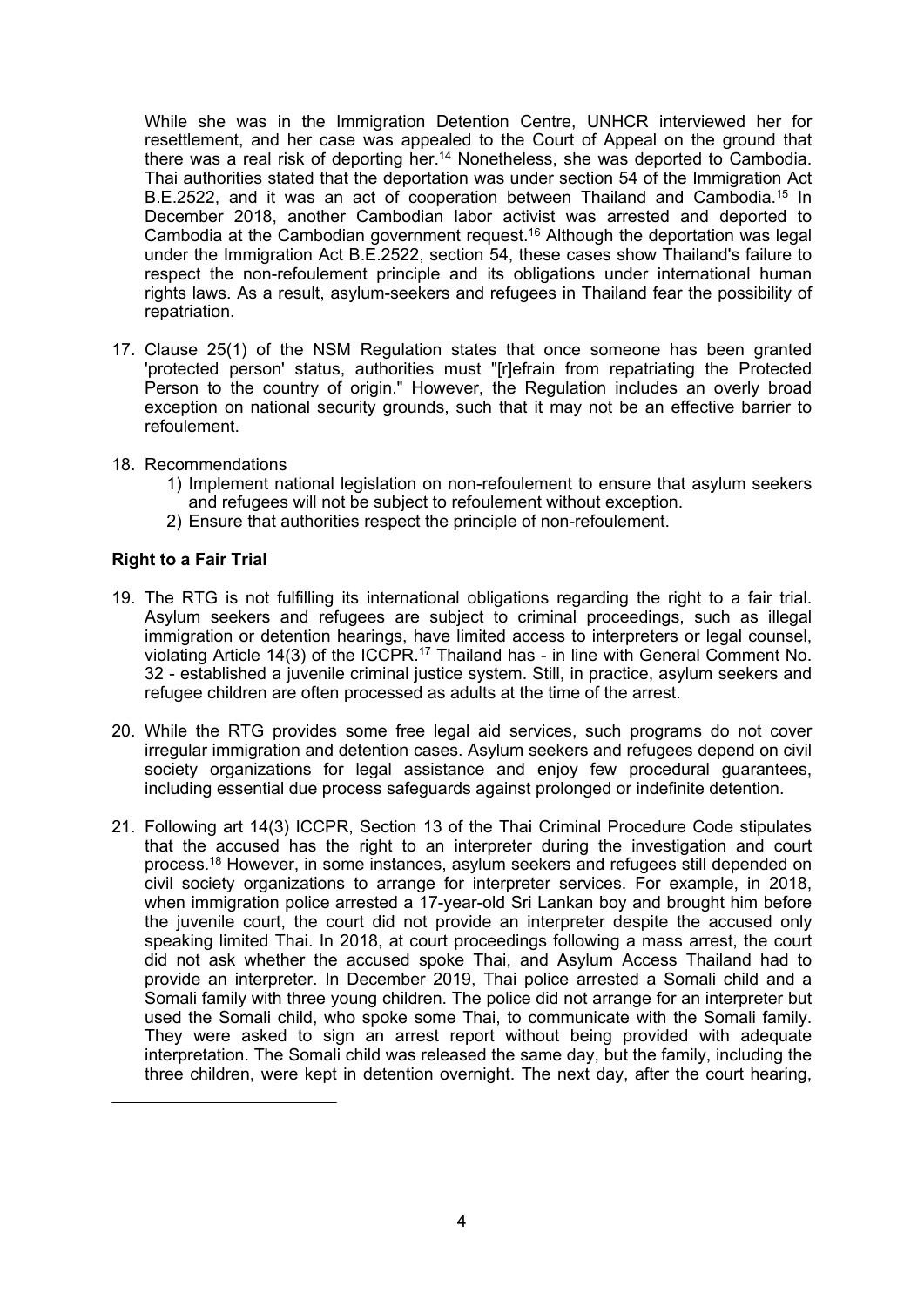While she was in the Immigration Detention Centre, UNHCR interviewed her for resettlement, and her case was appealed to the Court of Appeal on the ground that there was a real risk of deporting her.[14] Nonetheless, she was deported to Cambodia. Thai authorities stated that the deportation was under section 54 of the Immigration Act B.E.2522, and it was an act of cooperation between Thailand and Cambodia.[15] In December 2018, another Cambodian labor activist was arrested and deported to Cambodia at the Cambodian government request.[16] Although the deportation was legal under the Immigration Act B.E.2522, section 54, these cases show Thailand's failure to respect the non-refoulement principle and its obligations under international human rights laws. As a result, asylum-seekers and refugees in Thailand fear the possibility of repatriation.

17. Clause 25(1) of the NSM Regulation states that once someone has been granted 'protected person' status, authorities must "[r]efrain from repatriating the Protected Person to the country of origin." However, the Regulation includes an overly broad exception on national security grounds, such that it may not be an effective barrier to refoulement.

18. Recommendations
    1) Implement national legislation on non-refoulement to ensure that asylum seekers and refugees will not be subject to refoulement without exception.
    2) Ensure that authorities respect the principle of non-refoulement.

**Right to a Fair Trial**

19. The RTG is not fulfilling its international obligations regarding the right to a fair trial. Asylum seekers and refugees are subject to criminal proceedings, such as illegal immigration or detention hearings, have limited access to interpreters or legal counsel, violating Article 14(3) of the ICCPR.[17] Thailand has - in line with General Comment No. 32 - established a juvenile criminal justice system. Still, in practice, asylum seekers and refugee children are often processed as adults at the time of the arrest.

20. While the RTG provides some free legal aid services, such programs do not cover irregular immigration and detention cases. Asylum seekers and refugees depend on civil society organizations for legal assistance and enjoy few procedural guarantees, including essential due process safeguards against prolonged or indefinite detention.

21. Following art 14(3) ICCPR, Section 13 of the Thai Criminal Procedure Code stipulates that the accused has the right to an interpreter during the investigation and court process.[18] However, in some instances, asylum seekers and refugees still depended on civil society organizations to arrange for interpreter services. For example, in 2018, when immigration police arrested a 17-year-old Sri Lankan boy and brought him before the juvenile court, the court did not provide an interpreter despite the accused only speaking limited Thai. In 2018, at court proceedings following a mass arrest, the court did not ask whether the accused spoke Thai, and Asylum Access Thailand had to provide an interpreter. In December 2019, Thai police arrested a Somali child and a Somali family with three young children. The police did not arrange for an interpreter but used the Somali child, who spoke some Thai, to communicate with the Somali family. They were asked to sign an arrest report without being provided with adequate interpretation. The Somali child was released the same day, but the family, including the three children, were kept in detention overnight. The next day, after the court hearing,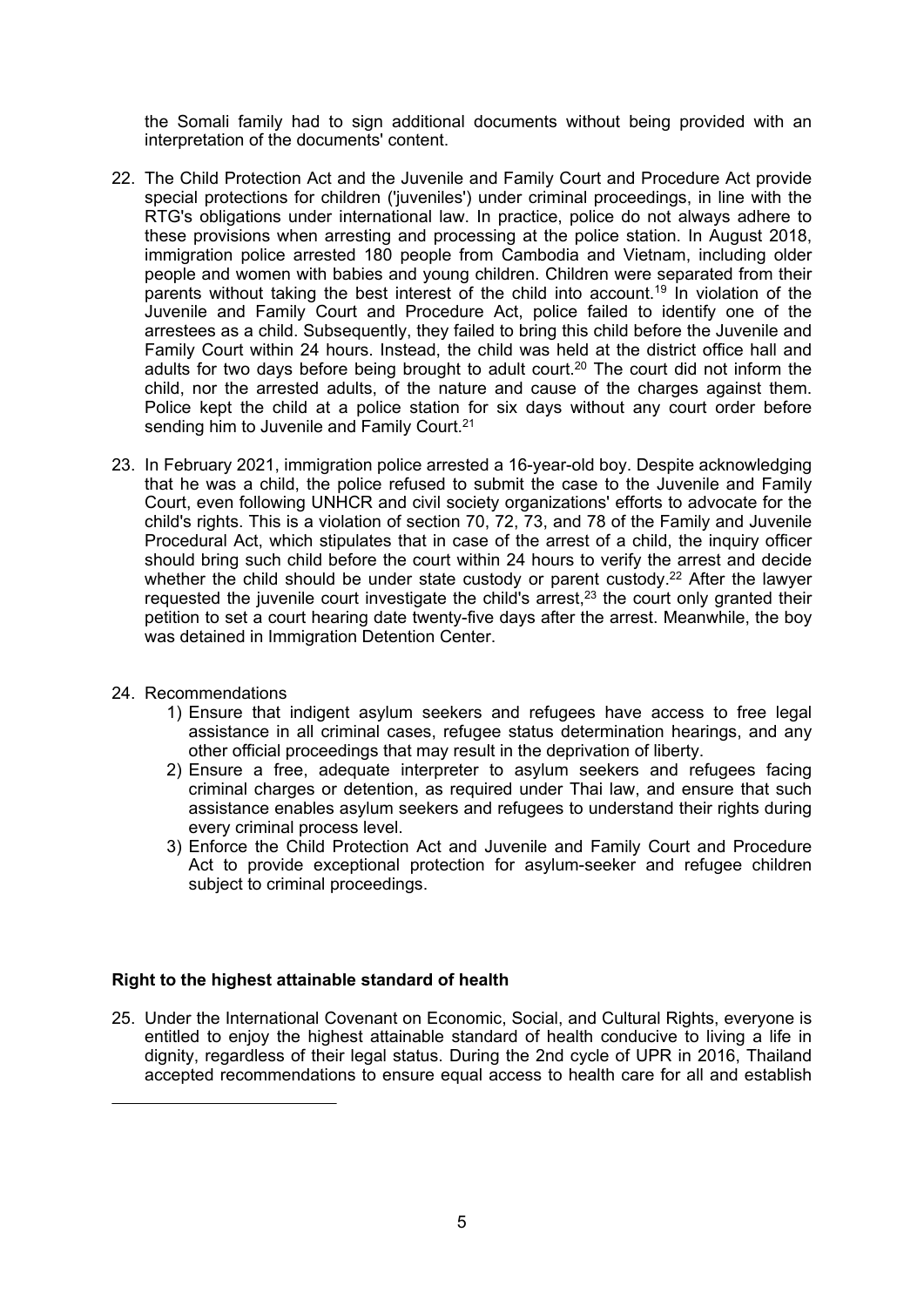the Somali family had to sign additional documents without being provided with an interpretation of the documents' content.

22. The Child Protection Act and the Juvenile and Family Court and Procedure Act provide special protections for children ('juveniles') under criminal proceedings, in line with the RTG's obligations under international law. In practice, police do not always adhere to these provisions when arresting and processing at the police station. In August 2018, immigration police arrested 180 people from Cambodia and Vietnam, including older people and women with babies and young children. Children were separated from their parents without taking the best interest of the child into account.[19] In violation of the Juvenile and Family Court and Procedure Act, police failed to identify one of the arrestees as a child. Subsequently, they failed to bring this child before the Juvenile and Family Court within 24 hours. Instead, the child was held at the district office hall and adults for two days before being brought to adult court.[20] The court did not inform the child, nor the arrested adults, of the nature and cause of the charges against them. Police kept the child at a police station for six days without any court order before sending him to Juvenile and Family Court.[21]

23. In February 2021, immigration police arrested a 16-year-old boy. Despite acknowledging that he was a child, the police refused to submit the case to the Juvenile and Family Court, even following UNHCR and civil society organizations' efforts to advocate for the child's rights. This is a violation of section 70, 72, 73, and 78 of the Family and Juvenile Procedural Act, which stipulates that in case of the arrest of a child, the inquiry officer should bring such child before the court within 24 hours to verify the arrest and decide whether the child should be under state custody or parent custody.[22] After the lawyer requested the juvenile court investigate the child's arrest,[23] the court only granted their petition to set a court hearing date twenty-five days after the arrest. Meanwhile, the boy was detained in Immigration Detention Center.

24. Recommendations
    1) Ensure that indigent asylum seekers and refugees have access to free legal assistance in all criminal cases, refugee status determination hearings, and any other official proceedings that may result in the deprivation of liberty.
    2) Ensure a free, adequate interpreter to asylum seekers and refugees facing criminal charges or detention, as required under Thai law, and ensure that such assistance enables asylum seekers and refugees to understand their rights during every criminal process level.
    3) Enforce the Child Protection Act and Juvenile and Family Court and Procedure Act to provide exceptional protection for asylum-seeker and refugee children subject to criminal proceedings.

**Right to the highest attainable standard of health**

25. Under the International Covenant on Economic, Social, and Cultural Rights, everyone is entitled to enjoy the highest attainable standard of health conducive to living a life in dignity, regardless of their legal status. During the 2nd cycle of UPR in 2016, Thailand accepted recommendations to ensure equal access to health care for all and establish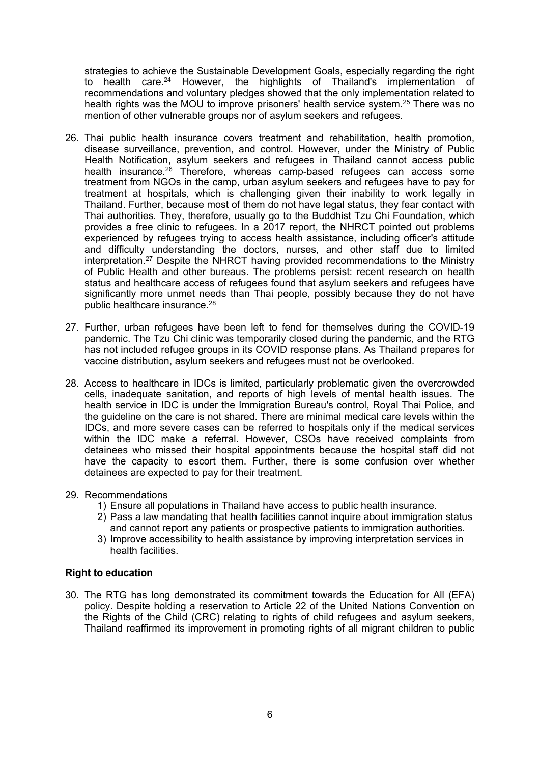strategies to achieve the Sustainable Development Goals, especially regarding the right to health care.[24] However, the highlights of Thailand's implementation of recommendations and voluntary pledges showed that the only implementation related to health rights was the MOU to improve prisoners' health service system.[25] There was no mention of other vulnerable groups nor of asylum seekers and refugees.

26. Thai public health insurance covers treatment and rehabilitation, health promotion, disease surveillance, prevention, and control. However, under the Ministry of Public Health Notification, asylum seekers and refugees in Thailand cannot access public health insurance.[26] Therefore, whereas camp-based refugees can access some treatment from NGOs in the camp, urban asylum seekers and refugees have to pay for treatment at hospitals, which is challenging given their inability to work legally in Thailand. Further, because most of them do not have legal status, they fear contact with Thai authorities. They, therefore, usually go to the Buddhist Tzu Chi Foundation, which provides a free clinic to refugees. In a 2017 report, the NHRCT pointed out problems experienced by refugees trying to access health assistance, including officer's attitude and difficulty understanding the doctors, nurses, and other staff due to limited interpretation.[27] Despite the NHRCT having provided recommendations to the Ministry of Public Health and other bureaus. The problems persist: recent research on health status and healthcare access of refugees found that asylum seekers and refugees have significantly more unmet needs than Thai people, possibly because they do not have public healthcare insurance.[28]

27. Further, urban refugees have been left to fend for themselves during the COVID-19 pandemic. The Tzu Chi clinic was temporarily closed during the pandemic, and the RTG has not included refugee groups in its COVID response plans. As Thailand prepares for vaccine distribution, asylum seekers and refugees must not be overlooked.

28. Access to healthcare in IDCs is limited, particularly problematic given the overcrowded cells, inadequate sanitation, and reports of high levels of mental health issues. The health service in IDC is under the Immigration Bureau's control, Royal Thai Police, and the guideline on the care is not shared. There are minimal medical care levels within the IDCs, and more severe cases can be referred to hospitals only if the medical services within the IDC make a referral. However, CSOs have received complaints from detainees who missed their hospital appointments because the hospital staff did not have the capacity to escort them. Further, there is some confusion over whether detainees are expected to pay for their treatment.

29. Recommendations
    1) Ensure all populations in Thailand have access to public health insurance.
    2) Pass a law mandating that health facilities cannot inquire about immigration status and cannot report any patients or prospective patients to immigration authorities.
    3) Improve accessibility to health assistance by improving interpretation services in health facilities.

**Right to education**

30. The RTG has long demonstrated its commitment towards the Education for All (EFA) policy. Despite holding a reservation to Article 22 of the United Nations Convention on the Rights of the Child (CRC) relating to rights of child refugees and asylum seekers, Thailand reaffirmed its improvement in promoting rights of all migrant children to public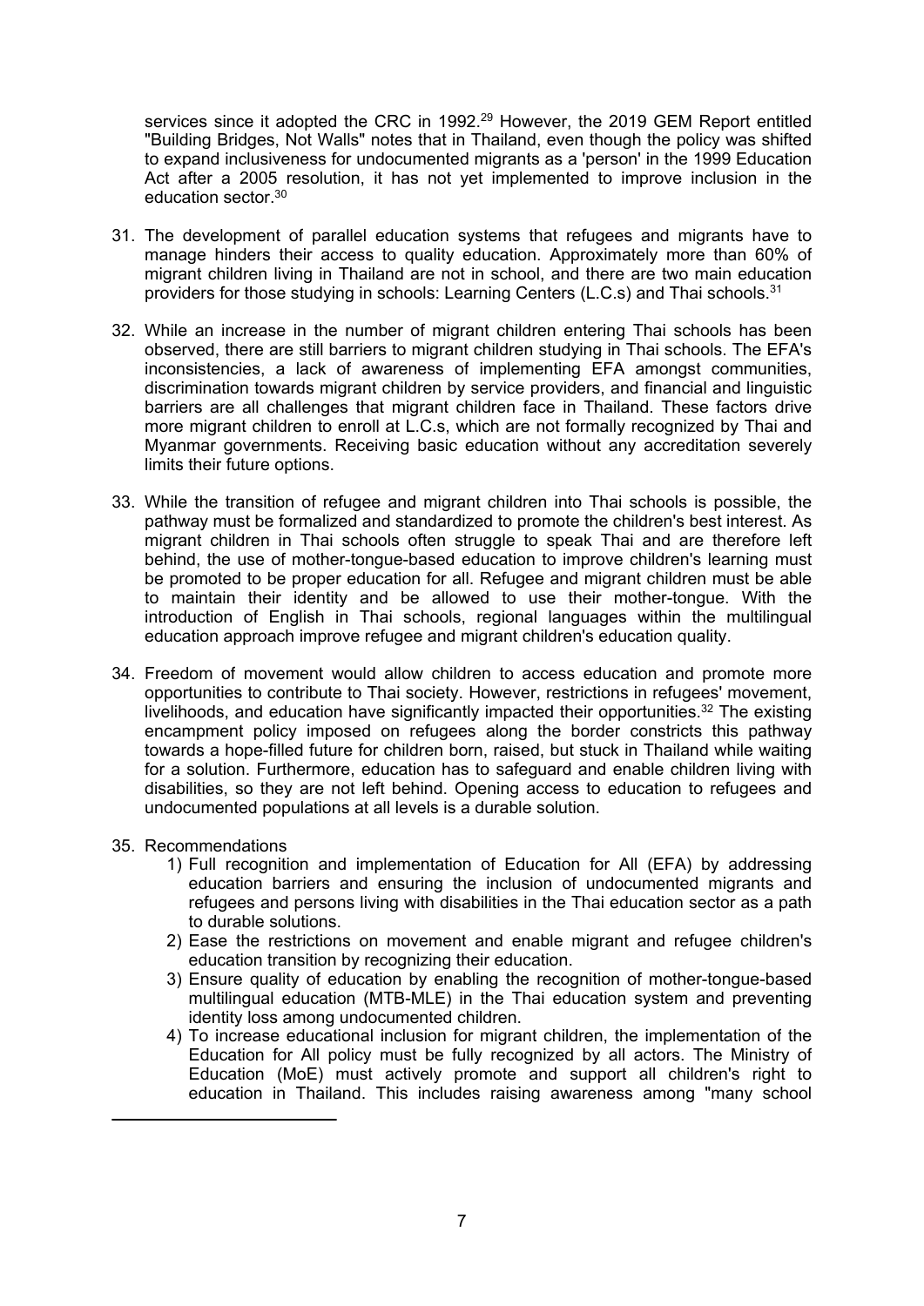services since it adopted the CRC in 1992.[29] However, the 2019 GEM Report entitled "Building Bridges, Not Walls" notes that in Thailand, even though the policy was shifted to expand inclusiveness for undocumented migrants as a 'person' in the 1999 Education Act after a 2005 resolution, it has not yet implemented to improve inclusion in the education sector.[30]

31. The development of parallel education systems that refugees and migrants have to manage hinders their access to quality education. Approximately more than 60% of migrant children living in Thailand are not in school, and there are two main education providers for those studying in schools: Learning Centers (L.C.s) and Thai schools.[31]

32. While an increase in the number of migrant children entering Thai schools has been observed, there are still barriers to migrant children studying in Thai schools. The EFA's inconsistencies, a lack of awareness of implementing EFA amongst communities, discrimination towards migrant children by service providers, and financial and linguistic barriers are all challenges that migrant children face in Thailand. These factors drive more migrant children to enroll at L.C.s, which are not formally recognized by Thai and Myanmar governments. Receiving basic education without any accreditation severely limits their future options.

33. While the transition of refugee and migrant children into Thai schools is possible, the pathway must be formalized and standardized to promote the children's best interest. As migrant children in Thai schools often struggle to speak Thai and are therefore left behind, the use of mother-tongue-based education to improve children's learning must be promoted to be proper education for all. Refugee and migrant children must be able to maintain their identity and be allowed to use their mother-tongue. With the introduction of English in Thai schools, regional languages within the multilingual education approach improve refugee and migrant children's education quality.

34. Freedom of movement would allow children to access education and promote more opportunities to contribute to Thai society. However, restrictions in refugees' movement, livelihoods, and education have significantly impacted their opportunities.[32] The existing encampment policy imposed on refugees along the border constricts this pathway towards a hope-filled future for children born, raised, but stuck in Thailand while waiting for a solution. Furthermore, education has to safeguard and enable children living with disabilities, so they are not left behind. Opening access to education to refugees and undocumented populations at all levels is a durable solution.

35. Recommendations
    1) Full recognition and implementation of Education for All (EFA) by addressing education barriers and ensuring the inclusion of undocumented migrants and refugees and persons living with disabilities in the Thai education sector as a path to durable solutions.
    2) Ease the restrictions on movement and enable migrant and refugee children's education transition by recognizing their education.
    3) Ensure quality of education by enabling the recognition of mother-tongue-based multilingual education (MTB-MLE) in the Thai education system and preventing identity loss among undocumented children.
    4) To increase educational inclusion for migrant children, the implementation of the Education for All policy must be fully recognized by all actors. The Ministry of Education (MoE) must actively promote and support all children's right to education in Thailand. This includes raising awareness among "many school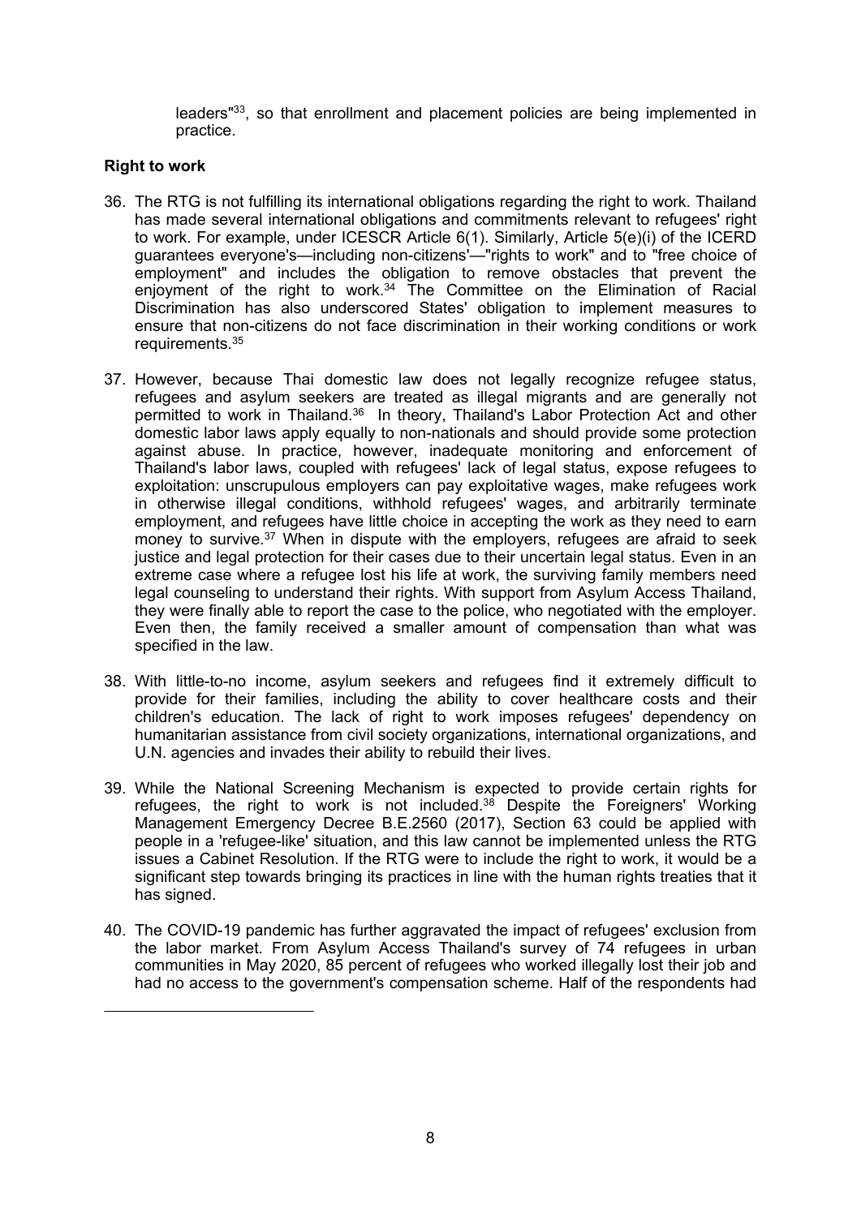leaders"[33], so that enrollment and placement policies are being implemented in practice.

**Right to work**

36. The RTG is not fulfilling its international obligations regarding the right to work. Thailand has made several international obligations and commitments relevant to refugees' right to work. For example, under ICESCR Article 6(1). Similarly, Article 5(e)(i) of the ICERD guarantees everyone's—including non-citizens'—"rights to work" and to "free choice of employment" and includes the obligation to remove obstacles that prevent the enjoyment of the right to work.[34] The Committee on the Elimination of Racial Discrimination has also underscored States' obligation to implement measures to ensure that non-citizens do not face discrimination in their working conditions or work requirements.[35]

37. However, because Thai domestic law does not legally recognize refugee status, refugees and asylum seekers are treated as illegal migrants and are generally not permitted to work in Thailand.[36] In theory, Thailand's Labor Protection Act and other domestic labor laws apply equally to non-nationals and should provide some protection against abuse. In practice, however, inadequate monitoring and enforcement of Thailand's labor laws, coupled with refugees' lack of legal status, expose refugees to exploitation: unscrupulous employers can pay exploitative wages, make refugees work in otherwise illegal conditions, withhold refugees' wages, and arbitrarily terminate employment, and refugees have little choice in accepting the work as they need to earn money to survive.[37] When in dispute with the employers, refugees are afraid to seek justice and legal protection for their cases due to their uncertain legal status. Even in an extreme case where a refugee lost his life at work, the surviving family members need legal counseling to understand their rights. With support from Asylum Access Thailand, they were finally able to report the case to the police, who negotiated with the employer. Even then, the family received a smaller amount of compensation than what was specified in the law.

38. With little-to-no income, asylum seekers and refugees find it extremely difficult to provide for their families, including the ability to cover healthcare costs and their children's education. The lack of right to work imposes refugees' dependency on humanitarian assistance from civil society organizations, international organizations, and U.N. agencies and invades their ability to rebuild their lives.

39. While the National Screening Mechanism is expected to provide certain rights for refugees, the right to work is not included.[38] Despite the Foreigners' Working Management Emergency Decree B.E.2560 (2017), Section 63 could be applied with people in a 'refugee-like' situation, and this law cannot be implemented unless the RTG issues a Cabinet Resolution. If the RTG were to include the right to work, it would be a significant step towards bringing its practices in line with the human rights treaties that it has signed.

40. The COVID-19 pandemic has further aggravated the impact of refugees' exclusion from the labor market. From Asylum Access Thailand's survey of 74 refugees in urban communities in May 2020, 85 percent of refugees who worked illegally lost their job and had no access to the government's compensation scheme. Half of the respondents had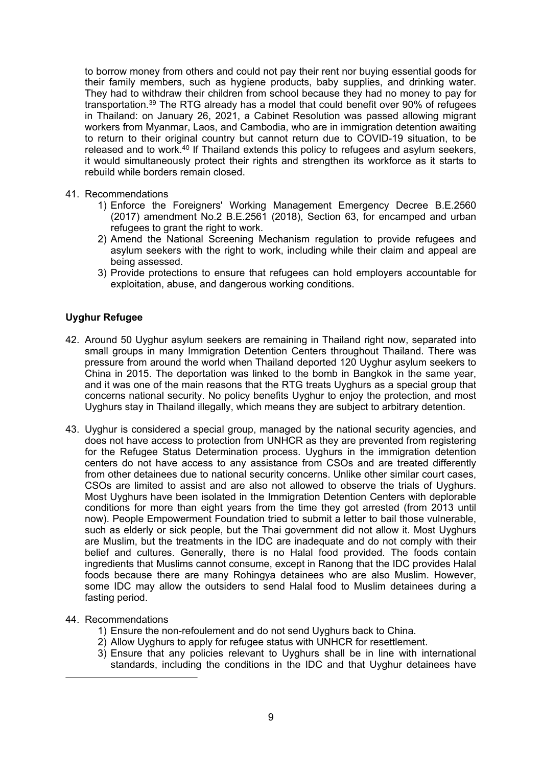to borrow money from others and could not pay their rent nor buying essential goods for their family members, such as hygiene products, baby supplies, and drinking water. They had to withdraw their children from school because they had no money to pay for transportation.[39] The RTG already has a model that could benefit over 90% of refugees in Thailand: on January 26, 2021, a Cabinet Resolution was passed allowing migrant workers from Myanmar, Laos, and Cambodia, who are in immigration detention awaiting to return to their original country but cannot return due to COVID-19 situation, to be released and to work.[40] If Thailand extends this policy to refugees and asylum seekers, it would simultaneously protect their rights and strengthen its workforce as it starts to rebuild while borders remain closed.

41. Recommendations
    1) Enforce the Foreigners' Working Management Emergency Decree B.E.2560 (2017) amendment No.2 B.E.2561 (2018), Section 63, for encamped and urban refugees to grant the right to work.
    2) Amend the National Screening Mechanism regulation to provide refugees and asylum seekers with the right to work, including while their claim and appeal are being assessed.
    3) Provide protections to ensure that refugees can hold employers accountable for exploitation, abuse, and dangerous working conditions.

**Uyghur Refugee**

42. Around 50 Uyghur asylum seekers are remaining in Thailand right now, separated into small groups in many Immigration Detention Centers throughout Thailand. There was pressure from around the world when Thailand deported 120 Uyghur asylum seekers to China in 2015. The deportation was linked to the bomb in Bangkok in the same year, and it was one of the main reasons that the RTG treats Uyghurs as a special group that concerns national security. No policy benefits Uyghur to enjoy the protection, and most Uyghurs stay in Thailand illegally, which means they are subject to arbitrary detention.

43. Uyghur is considered a special group, managed by the national security agencies, and does not have access to protection from UNHCR as they are prevented from registering for the Refugee Status Determination process. Uyghurs in the immigration detention centers do not have access to any assistance from CSOs and are treated differently from other detainees due to national security concerns. Unlike other similar court cases, CSOs are limited to assist and are also not allowed to observe the trials of Uyghurs. Most Uyghurs have been isolated in the Immigration Detention Centers with deplorable conditions for more than eight years from the time they got arrested (from 2013 until now). People Empowerment Foundation tried to submit a letter to bail those vulnerable, such as elderly or sick people, but the Thai government did not allow it. Most Uyghurs are Muslim, but the treatments in the IDC are inadequate and do not comply with their belief and cultures. Generally, there is no Halal food provided. The foods contain ingredients that Muslims cannot consume, except in Ranong that the IDC provides Halal foods because there are many Rohingya detainees who are also Muslim. However, some IDC may allow the outsiders to send Halal food to Muslim detainees during a fasting period.

44. Recommendations
    1) Ensure the non-refoulement and do not send Uyghurs back to China.
    2) Allow Uyghurs to apply for refugee status with UNHCR for resettlement.
    3) Ensure that any policies relevant to Uyghurs shall be in line with international standards, including the conditions in the IDC and that Uyghur detainees have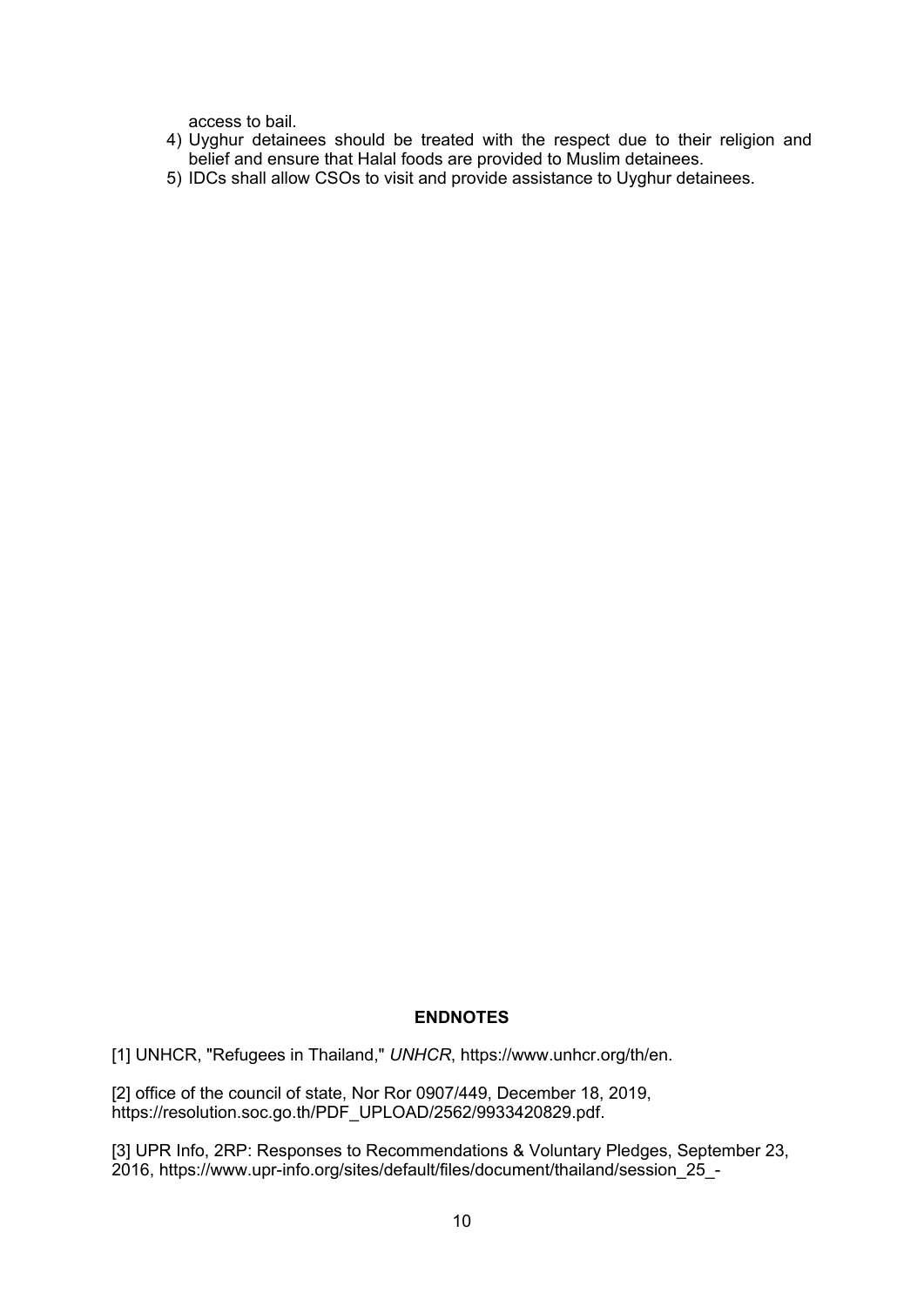access to bail.

4) Uyghur detainees should be treated with the respect due to their religion and belief and ensure that Halal foods are provided to Muslim detainees.
5) IDCs shall allow CSOs to visit and provide assistance to Uyghur detainees.

**ENDNOTES**

[1] UNHCR, "Refugees in Thailand," *UNHCR*, https://www.unhcr.org/th/en.

[2] office of the council of state, Nor Ror 0907/449, December 18, 2019, https://resolution.soc.go.th/PDF_UPLOAD/2562/9933420829.pdf.

[3] UPR Info, 2RP: Responses to Recommendations & Voluntary Pledges, September 23, 2016, https://www.upr-info.org/sites/default/files/document/thailand/session_25_-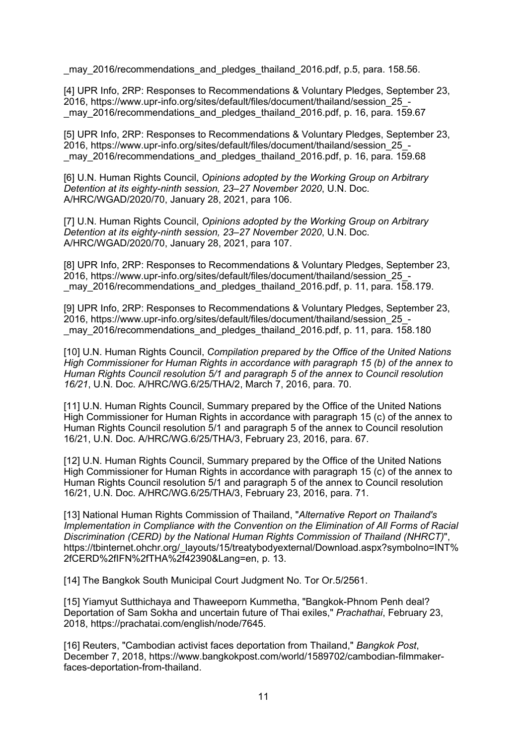_may_2016/recommendations_and_pledges_thailand_2016.pdf, p.5, para. 158.56.

[4] UPR Info, 2RP: Responses to Recommendations & Voluntary Pledges, September 23, 2016, https://www.upr-info.org/sites/default/files/document/thailand/session_25_-_may_2016/recommendations_and_pledges_thailand_2016.pdf, p. 16, para. 159.67

[5] UPR Info, 2RP: Responses to Recommendations & Voluntary Pledges, September 23, 2016, https://www.upr-info.org/sites/default/files/document/thailand/session_25_-_may_2016/recommendations_and_pledges_thailand_2016.pdf, p. 16, para. 159.68

[6] U.N. Human Rights Council, *Opinions adopted by the Working Group on Arbitrary Detention at its eighty-ninth session, 23–27 November 2020*, U.N. Doc. A/HRC/WGAD/2020/70, January 28, 2021, para 106.

[7] U.N. Human Rights Council, *Opinions adopted by the Working Group on Arbitrary Detention at its eighty-ninth session, 23–27 November 2020*, U.N. Doc. A/HRC/WGAD/2020/70, January 28, 2021, para 107.

[8] UPR Info, 2RP: Responses to Recommendations & Voluntary Pledges, September 23, 2016, https://www.upr-info.org/sites/default/files/document/thailand/session_25_-_may_2016/recommendations_and_pledges_thailand_2016.pdf, p. 11, para. 158.179.

[9] UPR Info, 2RP: Responses to Recommendations & Voluntary Pledges, September 23, 2016, https://www.upr-info.org/sites/default/files/document/thailand/session_25_-_may_2016/recommendations_and_pledges_thailand_2016.pdf, p. 11, para. 158.180

[10] U.N. Human Rights Council, *Compilation prepared by the Office of the United Nations High Commissioner for Human Rights in accordance with paragraph 15 (b) of the annex to Human Rights Council resolution 5/1 and paragraph 5 of the annex to Council resolution 16/21*, U.N. Doc. A/HRC/WG.6/25/THA/2, March 7, 2016, para. 70.

[11] U.N. Human Rights Council, Summary prepared by the Office of the United Nations High Commissioner for Human Rights in accordance with paragraph 15 (c) of the annex to Human Rights Council resolution 5/1 and paragraph 5 of the annex to Council resolution 16/21, U.N. Doc. A/HRC/WG.6/25/THA/3, February 23, 2016, para. 67.

[12] U.N. Human Rights Council, Summary prepared by the Office of the United Nations High Commissioner for Human Rights in accordance with paragraph 15 (c) of the annex to Human Rights Council resolution 5/1 and paragraph 5 of the annex to Council resolution 16/21, U.N. Doc. A/HRC/WG.6/25/THA/3, February 23, 2016, para. 71.

[13] National Human Rights Commission of Thailand, "*Alternative Report on Thailand's Implementation in Compliance with the Convention on the Elimination of All Forms of Racial Discrimination (CERD) by the National Human Rights Commission of Thailand (NHRCT)*", https://tbinternet.ohchr.org/_layouts/15/treatybodyexternal/Download.aspx?symbolno=INT%2fCERD%2fIFN%2fTHA%2f42390&Lang=en, p. 13.

[14] The Bangkok South Municipal Court Judgment No. Tor Or.5/2561.

[15] Yiamyut Sutthichaya and Thaweeporn Kummetha, "Bangkok-Phnom Penh deal? Deportation of Sam Sokha and uncertain future of Thai exiles," *Prachathai*, February 23, 2018, https://prachatai.com/english/node/7645.

[16] Reuters, "Cambodian activist faces deportation from Thailand," *Bangkok Post*, December 7, 2018, https://www.bangkokpost.com/world/1589702/cambodian-filmmaker-faces-deportation-from-thailand.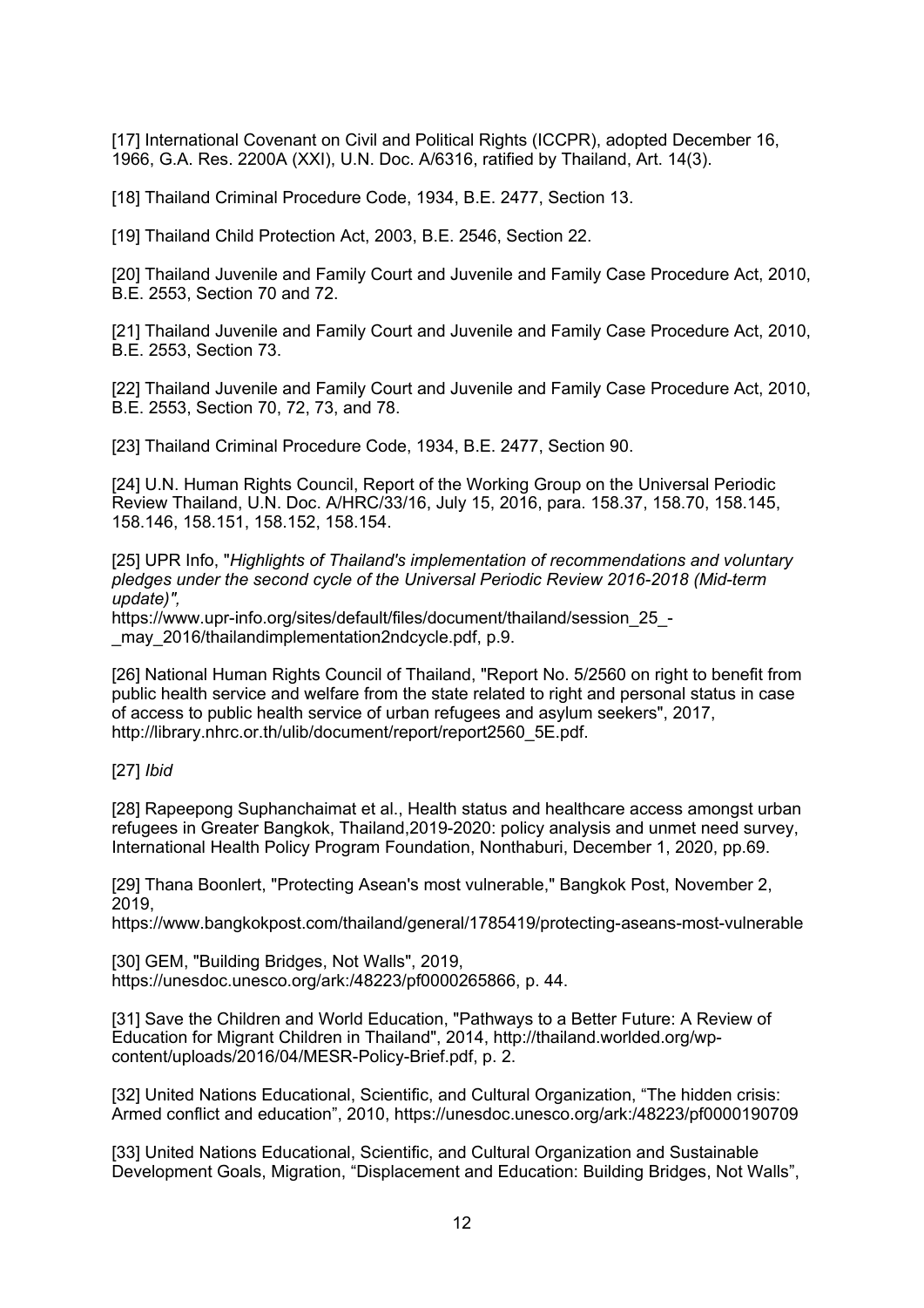[17] International Covenant on Civil and Political Rights (ICCPR), adopted December 16, 1966, G.A. Res. 2200A (XXI), U.N. Doc. A/6316, ratified by Thailand, Art. 14(3).

[18] Thailand Criminal Procedure Code, 1934, B.E. 2477, Section 13.

[19] Thailand Child Protection Act, 2003, B.E. 2546, Section 22.

[20] Thailand Juvenile and Family Court and Juvenile and Family Case Procedure Act, 2010, B.E. 2553, Section 70 and 72.

[21] Thailand Juvenile and Family Court and Juvenile and Family Case Procedure Act, 2010, B.E. 2553, Section 73.

[22] Thailand Juvenile and Family Court and Juvenile and Family Case Procedure Act, 2010, B.E. 2553, Section 70, 72, 73, and 78.

[23] Thailand Criminal Procedure Code, 1934, B.E. 2477, Section 90.

[24] U.N. Human Rights Council, Report of the Working Group on the Universal Periodic Review Thailand, U.N. Doc. A/HRC/33/16, July 15, 2016, para. 158.37, 158.70, 158.145, 158.146, 158.151, 158.152, 158.154.

[25] UPR Info, "*Highlights of Thailand's implementation of recommendations and voluntary pledges under the second cycle of the Universal Periodic Review 2016-2018 (Mid-term update)",*
https://www.upr-info.org/sites/default/files/document/thailand/session_25_-_may_2016/thailandimplementation2ndcycle.pdf, p.9.

[26] National Human Rights Council of Thailand, "Report No. 5/2560 on right to benefit from public health service and welfare from the state related to right and personal status in case of access to public health service of urban refugees and asylum seekers", 2017, http://library.nhrc.or.th/ulib/document/report/report2560_5E.pdf.

[27] *Ibid*

[28] Rapeepong Suphanchaimat et al., Health status and healthcare access amongst urban refugees in Greater Bangkok, Thailand,2019-2020: policy analysis and unmet need survey, International Health Policy Program Foundation, Nonthaburi, December 1, 2020, pp.69.

[29] Thana Boonlert, "Protecting Asean's most vulnerable," Bangkok Post, November 2, 2019,
https://www.bangkokpost.com/thailand/general/1785419/protecting-aseans-most-vulnerable

[30] GEM, "Building Bridges, Not Walls", 2019, https://unesdoc.unesco.org/ark:/48223/pf0000265866, p. 44.

[31] Save the Children and World Education, "Pathways to a Better Future: A Review of Education for Migrant Children in Thailand", 2014, http://thailand.worlded.org/wp-content/uploads/2016/04/MESR-Policy-Brief.pdf, p. 2.

[32] United Nations Educational, Scientific, and Cultural Organization, "The hidden crisis: Armed conflict and education", 2010, https://unesdoc.unesco.org/ark:/48223/pf0000190709

[33] United Nations Educational, Scientific, and Cultural Organization and Sustainable Development Goals, Migration, "Displacement and Education: Building Bridges, Not Walls",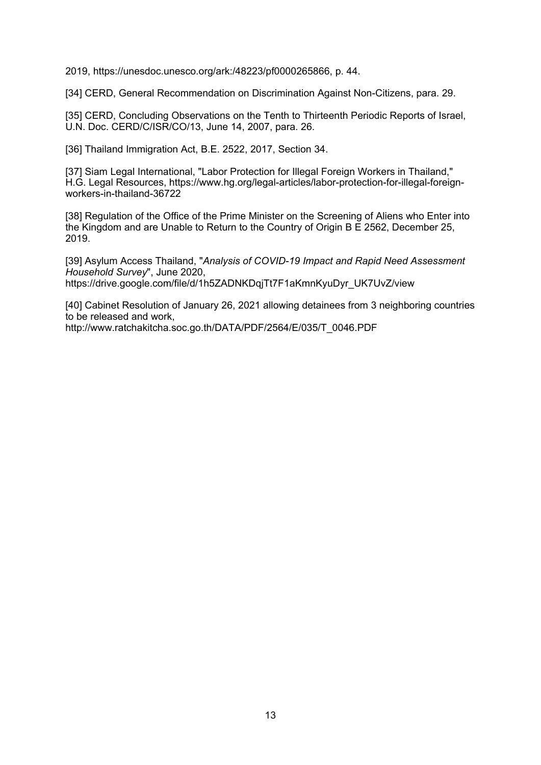2019, https://unesdoc.unesco.org/ark:/48223/pf0000265866, p. 44.

[34] CERD, General Recommendation on Discrimination Against Non-Citizens, para. 29.

[35] CERD, Concluding Observations on the Tenth to Thirteenth Periodic Reports of Israel, U.N. Doc. CERD/C/ISR/CO/13, June 14, 2007, para. 26.

[36] Thailand Immigration Act, B.E. 2522, 2017, Section 34.

[37] Siam Legal International, "Labor Protection for Illegal Foreign Workers in Thailand," H.G. Legal Resources, https://www.hg.org/legal-articles/labor-protection-for-illegal-foreign-workers-in-thailand-36722

[38] Regulation of the Office of the Prime Minister on the Screening of Aliens who Enter into the Kingdom and are Unable to Return to the Country of Origin B E 2562, December 25, 2019.

[39] Asylum Access Thailand, "*Analysis of COVID-19 Impact and Rapid Need Assessment Household Survey*", June 2020, https://drive.google.com/file/d/1h5ZADNKDqjTt7F1aKmnKyuDyr_UK7UvZ/view

[40] Cabinet Resolution of January 26, 2021 allowing detainees from 3 neighboring countries to be released and work, http://www.ratchakitcha.soc.go.th/DATA/PDF/2564/E/035/T_0046.PDF